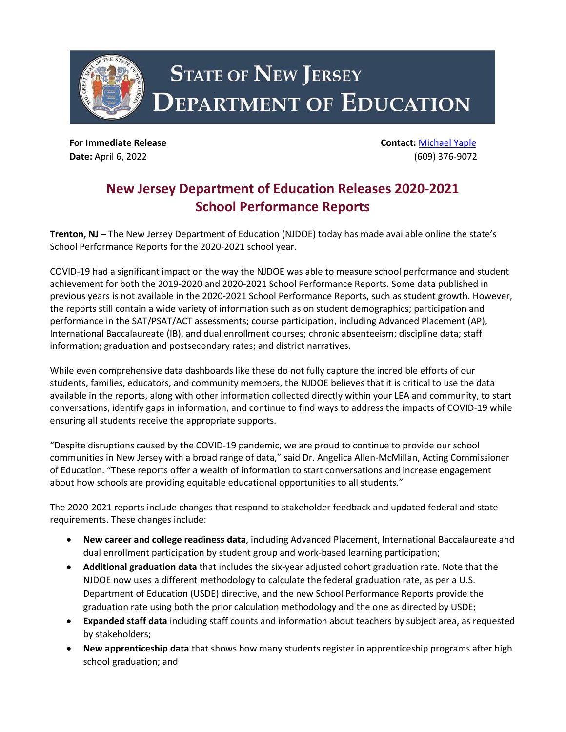# State of New Jersey Department of Education

**For Immediate Release**
**Date:** April 6, 2022

**Contact:** Michael Yaple
(609) 376-9072

## New Jersey Department of Education Releases 2020-2021 School Performance Reports

**Trenton, NJ** – The New Jersey Department of Education (NJDOE) today has made available online the state's School Performance Reports for the 2020-2021 school year.

COVID-19 had a significant impact on the way the NJDOE was able to measure school performance and student achievement for both the 2019-2020 and 2020-2021 School Performance Reports. Some data published in previous years is not available in the 2020-2021 School Performance Reports, such as student growth. However, the reports still contain a wide variety of information such as on student demographics; participation and performance in the SAT/PSAT/ACT assessments; course participation, including Advanced Placement (AP), International Baccalaureate (IB), and dual enrollment courses; chronic absenteeism; discipline data; staff information; graduation and postsecondary rates; and district narratives.

While even comprehensive data dashboards like these do not fully capture the incredible efforts of our students, families, educators, and community members, the NJDOE believes that it is critical to use the data available in the reports, along with other information collected directly within your LEA and community, to start conversations, identify gaps in information, and continue to find ways to address the impacts of COVID-19 while ensuring all students receive the appropriate supports.

"Despite disruptions caused by the COVID-19 pandemic, we are proud to continue to provide our school communities in New Jersey with a broad range of data," said Dr. Angelica Allen-McMillan, Acting Commissioner of Education. "These reports offer a wealth of information to start conversations and increase engagement about how schools are providing equitable educational opportunities to all students."

The 2020-2021 reports include changes that respond to stakeholder feedback and updated federal and state requirements. These changes include:

- **New career and college readiness data**, including Advanced Placement, International Baccalaureate and dual enrollment participation by student group and work-based learning participation;
- **Additional graduation data** that includes the six-year adjusted cohort graduation rate. Note that the NJDOE now uses a different methodology to calculate the federal graduation rate, as per a U.S. Department of Education (USDE) directive, and the new School Performance Reports provide the graduation rate using both the prior calculation methodology and the one as directed by USDE;
- **Expanded staff data** including staff counts and information about teachers by subject area, as requested by stakeholders;
- **New apprenticeship data** that shows how many students register in apprenticeship programs after high school graduation; and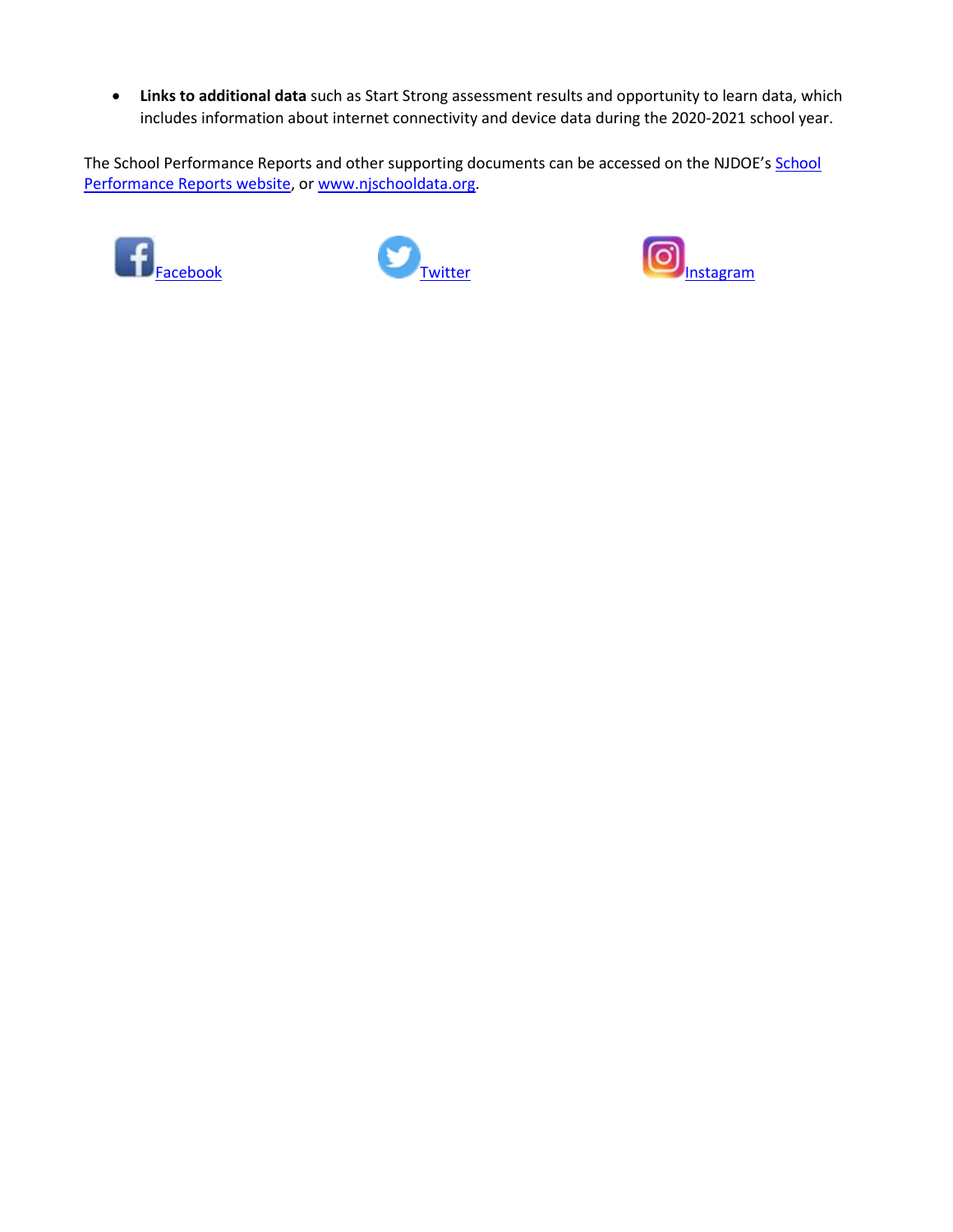- **Links to additional data** such as Start Strong assessment results and opportunity to learn data, which includes information about internet connectivity and device data during the 2020-2021 school year.

The School Performance Reports and other supporting documents can be accessed on the NJDOE's School Performance Reports website, or www.njschooldata.org.

Facebook Twitter Instagram